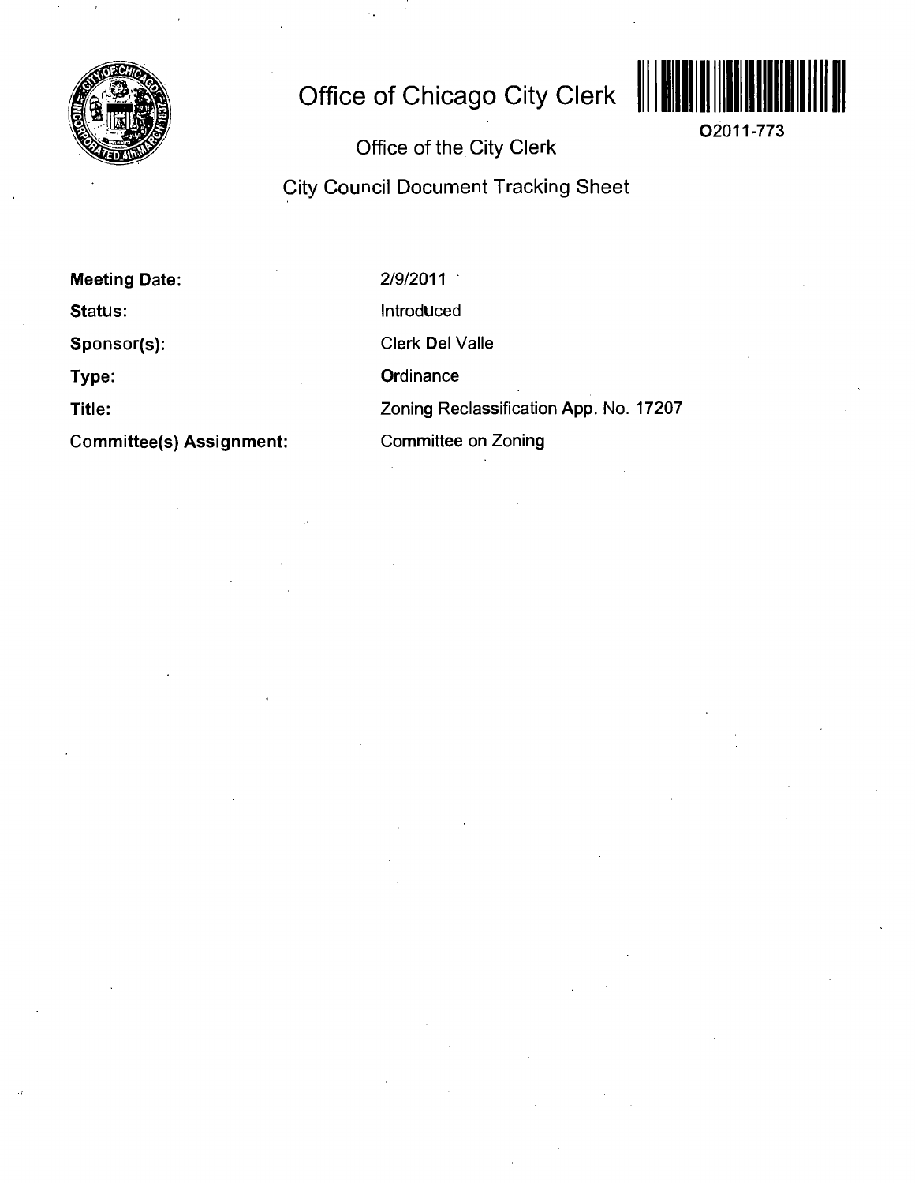# Office of Chicago City Clerk

O2011-773

Office of the City Clerk

City Council Document Tracking Sheet

| | |
|---|---|
| **Meeting Date:** | 2/9/2011 |
| **Status:** | Introduced |
| **Sponsor(s):** | Clerk Del Valle |
| **Type:** | Ordinance |
| **Title:** | Zoning Reclassification App. No. 17207 |
| **Committee(s) Assignment:** | Committee on Zoning |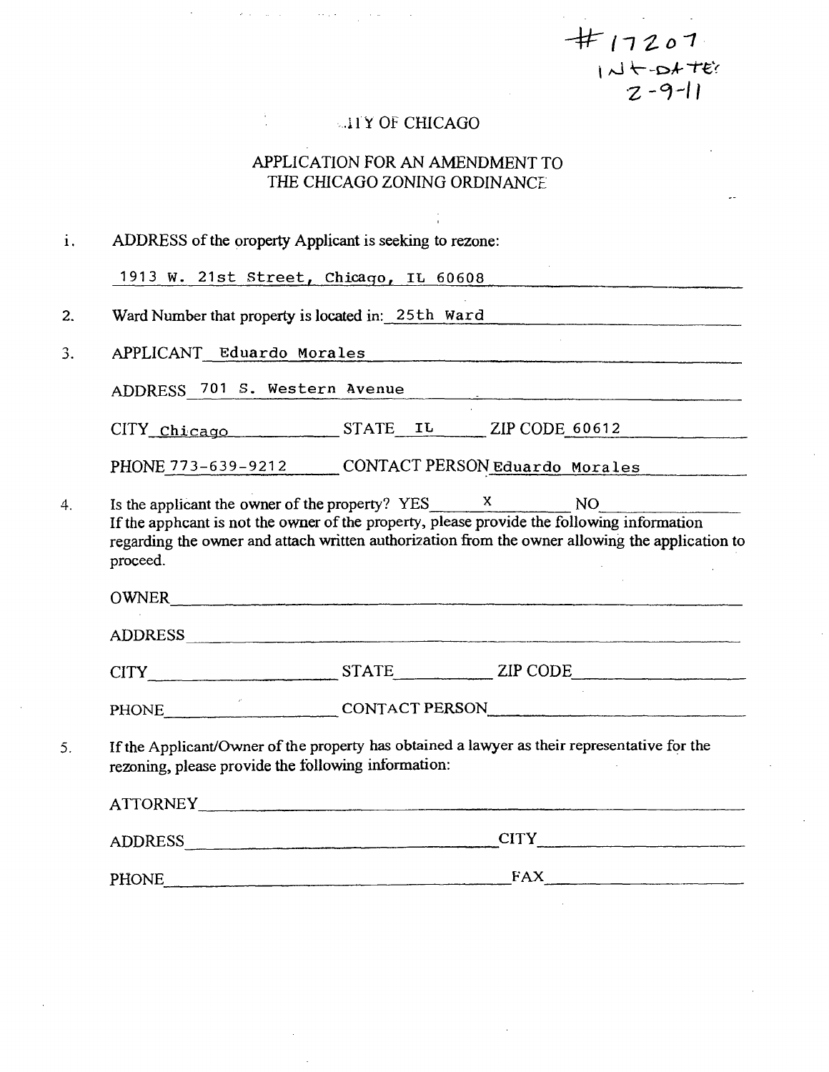#17207
INT-DATE:
2-9-11

CITY OF CHICAGO

APPLICATION FOR AN AMENDMENT TO
THE CHICAGO ZONING ORDINANCE

1. ADDRESS of the oroperty Applicant is seeking to rezone:

   1913 W. 21st Street, Chicago, IL 60608

2. Ward Number that property is located in: 25th Ward

3. APPLICANT Eduardo Morales

   ADDRESS 701 S. Western Avenue

   CITY Chicago STATE IL ZIP CODE 60612

   PHONE 773-639-9212 CONTACT PERSON Eduardo Morales

4. Is the applicant the owner of the property? YES x NO ____
   If the apphcant is not the owner of the property, please provide the following information regarding the owner and attach written authorization from the owner allowing the application to proceed.

   OWNER ____________________

   ADDRESS ____________________

   CITY ____________ STATE ____________ ZIP CODE ____________

   PHONE ____________ CONTACT PERSON ____________

5. If the Applicant/Owner of the property has obtained a lawyer as their representative for the rezoning, please provide the following information:

   ATTORNEY ____________________

   ADDRESS ____________________ CITY ____________

   PHONE ____________________ FAX ____________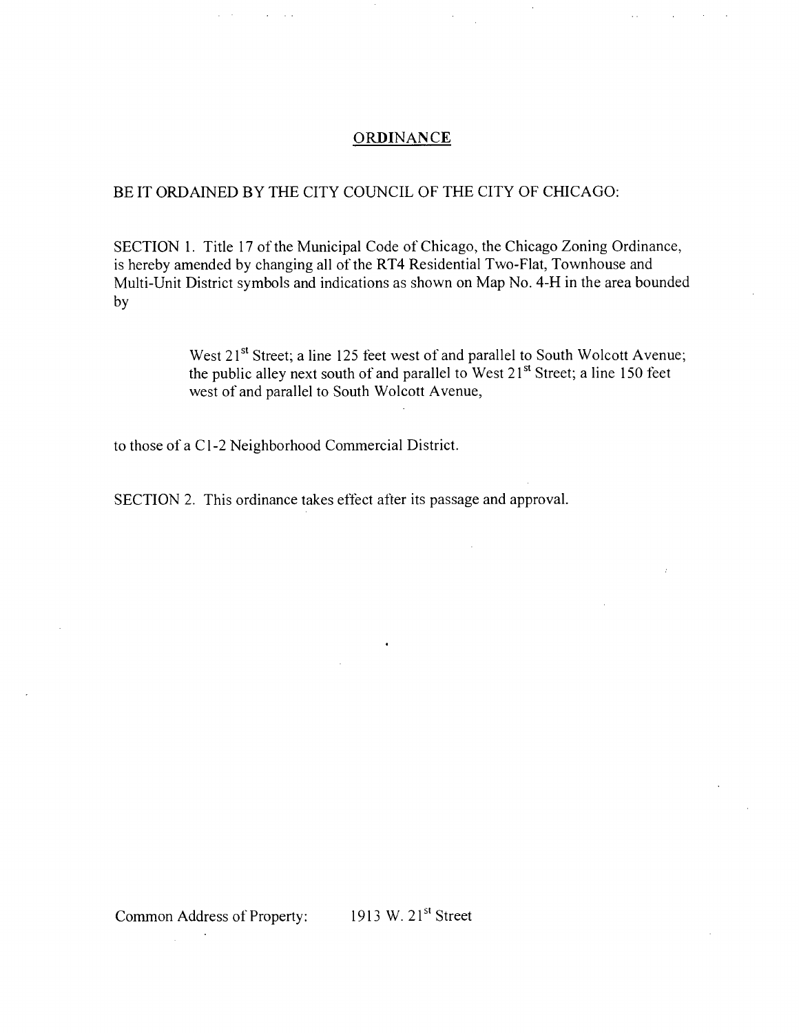# ORDINANCE

BE IT ORDAINED BY THE CITY COUNCIL OF THE CITY OF CHICAGO:

SECTION 1. Title 17 of the Municipal Code of Chicago, the Chicago Zoning Ordinance, is hereby amended by changing all of the RT4 Residential Two-Flat, Townhouse and Multi-Unit District symbols and indications as shown on Map No. 4-H in the area bounded by

> West 21st Street; a line 125 feet west of and parallel to South Wolcott Avenue; the public alley next south of and parallel to West 21st Street; a line 150 feet west of and parallel to South Wolcott Avenue,

to those of a C1-2 Neighborhood Commercial District.

SECTION 2. This ordinance takes effect after its passage and approval.

Common Address of Property: 1913 W. 21st Street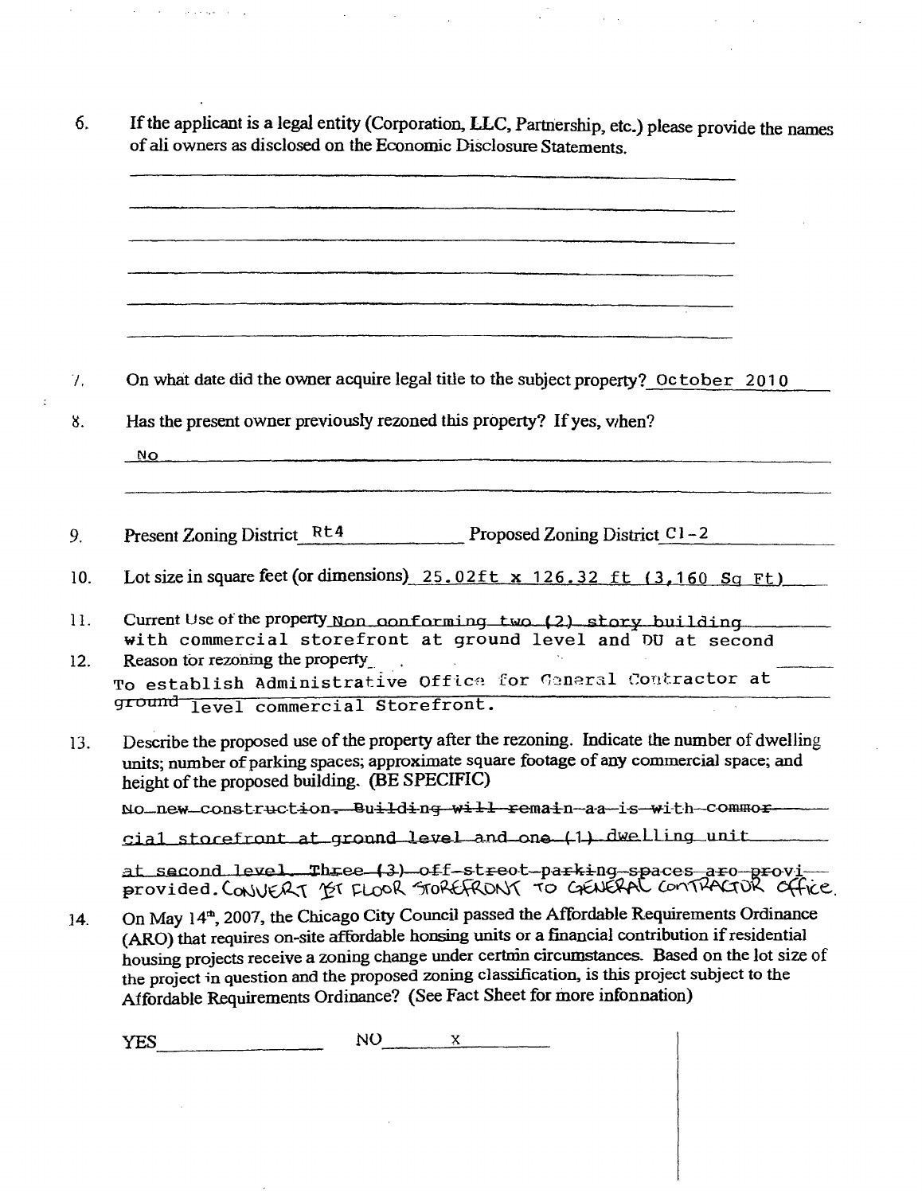6. If the applicant is a legal entity (Corporation, LLC, Partnership, etc.) please provide the names of ali owners as disclosed on the Economic Disclosure Statements.

\_\_\_\_\_\_\_\_\_\_\_\_\_\_\_\_\_\_\_\_\_\_\_\_\_\_\_\_\_\_\_\_

\_\_\_\_\_\_\_\_\_\_\_\_\_\_\_\_\_\_\_\_\_\_\_\_\_\_\_\_\_\_\_\_

\_\_\_\_\_\_\_\_\_\_\_\_\_\_\_\_\_\_\_\_\_\_\_\_\_\_\_\_\_\_\_\_

\_\_\_\_\_\_\_\_\_\_\_\_\_\_\_\_\_\_\_\_\_\_\_\_\_\_\_\_\_\_\_\_

\_\_\_\_\_\_\_\_\_\_\_\_\_\_\_\_\_\_\_\_\_\_\_\_\_\_\_\_\_\_\_\_

\_\_\_\_\_\_\_\_\_\_\_\_\_\_\_\_\_\_\_\_\_\_\_\_\_\_\_\_\_\_\_\_

7. On what date did the owner acquire legal title to the subject property? October 2010

8. Has the present owner previously rezoned this property? If yes, when?

   No

9. Present Zoning District Rt4 Proposed Zoning District C1-2

10. Lot size in square feet (or dimensions) 25.02ft x 126.32 ft (3,160 Sq Ft)

11. Current Use of the property ~~Non conforming two (2) story building~~ with commercial storefront at ground level and DU at second

12. Reason for rezoning the property
    To establish Administrative Office for General Contractor at ground level commercial Storefront.

13. Describe the proposed use of the property after the rezoning. Indicate the number of dwelling units; number of parking spaces; approximate square footage of any commercial space; and height of the proposed building. (BE SPECIFIC)

    No new construction. ~~Building will remain aa is with commercial storefront at ground level and one (1) dwelling unit at second level. Three (3) off-street parking spaces are provi-~~ provided. CONVERT 1ST FLOOR STOREFRONT TO GENERAL CONTRACTOR OFFICE.

14. On May 14th, 2007, the Chicago City Council passed the Affordable Requirements Ordinance (ARO) that requires on-site affordable honsing units or a financial contribution if residential housing projects receive a zoning change under certnin circumstances. Based on the lot size of the project in question and the proposed zoning classification, is this project subject to the Affordable Requirements Ordinance? (See Fact Sheet for more infonnation)

    YES \_\_\_\_\_\_\_\_ NO X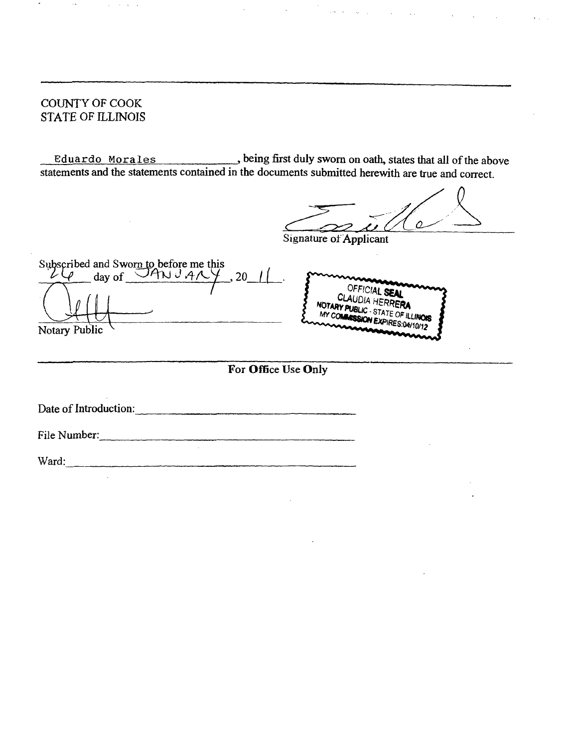COUNTY OF COOK
STATE OF ILLINOIS

Eduardo Morales, being first duly sworn on oath, states that all of the above statements and the statements contained in the documents submitted herewith are true and correct.

Signature of Applicant

Subscribed and Sworn to before me this 26 day of JANUARY, 2011.

Notary Public

OFFICIAL SEAL
CLAUDIA HERRERA
NOTARY PUBLIC - STATE OF ILLINOIS
MY COMMISSION EXPIRES:04/10/12

**For Office Use Only**

Date of Introduction: ____________________

File Number: ____________________

Ward: ____________________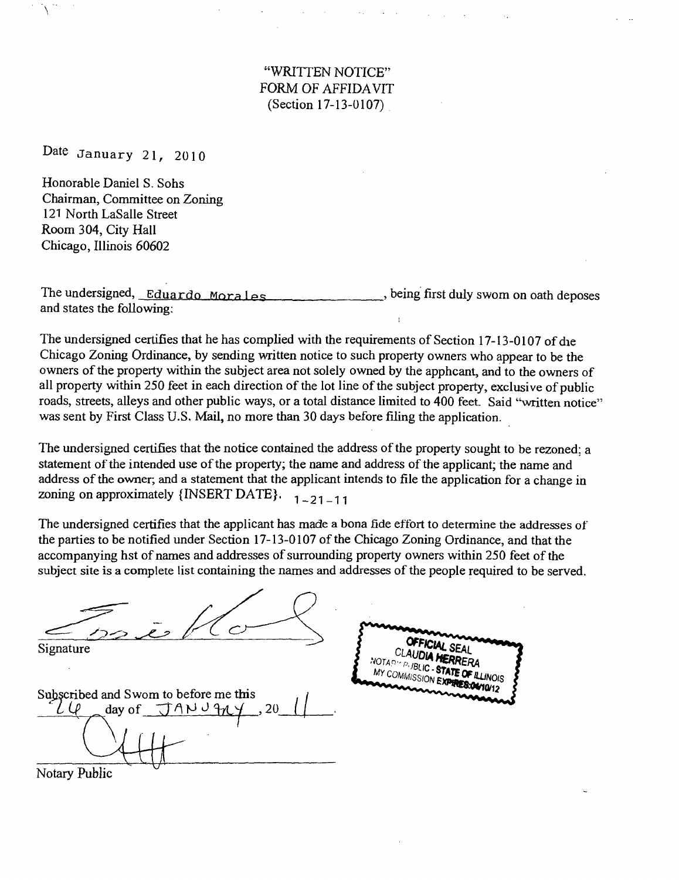"WRITTEN NOTICE"
FORM OF AFFIDAVIT
(Section 17-13-0107)

Date January 21, 2010

Honorable Daniel S. Sohs
Chairman, Committee on Zoning
121 North LaSalle Street
Room 304, City Hall
Chicago, Illinois 60602

The undersigned, Eduardo Morales, being first duly swom on oath deposes and states the following:

The undersigned certifies that he has complied with the requirements of Section 17-13-0107 of the Chicago Zoning Ordinance, by sending written notice to such property owners who appear to be the owners of the property within the subject area not solely owned by the apphcant, and to the owners of all property within 250 feet in each direction of the lot line of the subject property, exclusive of public roads, streets, alleys and other public ways, or a total distance limited to 400 feet. Said "written notice" was sent by First Class U.S. Mail, no more than 30 days before filing the application.

The undersigned certifies that the notice contained the address of the property sought to be rezoned; a statement of the intended use of the property; the name and address of the applicant; the name and address of the owner; and a statement that the applicant intends to file the application for a change in zoning on approximately {INSERT DATE}. 1-21-11

The undersigned certifies that the applicant has made a bona fide effort to determine the addresses of the parties to be notified under Section 17-13-0107 of the Chicago Zoning Ordinance, and that the accompanying hst of names and addresses of surrounding property owners within 250 feet of the subject site is a complete list containing the names and addresses of the people required to be served.

Signature

Subscribed and Swom to before me this 26 day of JANUARY, 2011.

Notary Public

OFFICIAL SEAL
CLAUDIA HERRERA
NOTARY PUBLIC - STATE OF ILLINOIS
MY COMMISSION EXPIRES:04/10/12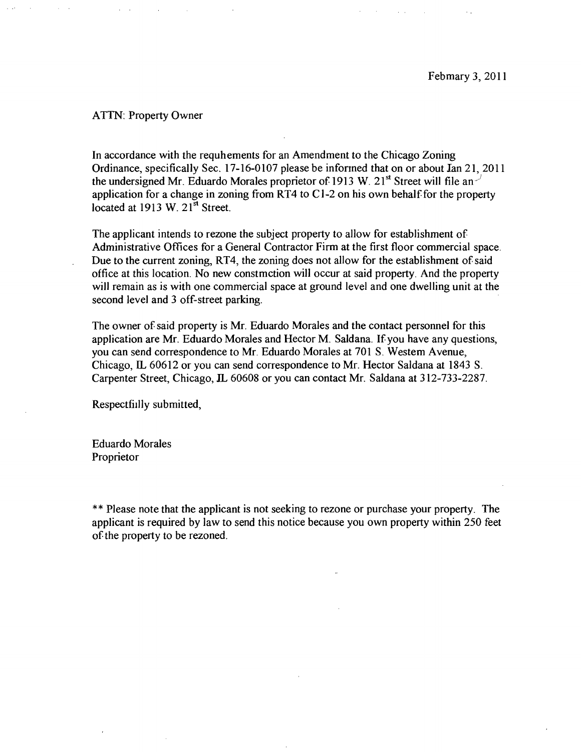Febmary 3, 2011

ATTN: Property Owner

In accordance with the requhements for an Amendment to the Chicago Zoning Ordinance, specifically Sec. 17-16-0107 please be infonned that on or about Jan 21, 2011 the undersigned Mr. Eduardo Morales proprietor of 1913 W. 21st Street will file an application for a change in zoning from RT4 to C1-2 on his own behalf for the property located at 1913 W. 21st Street.

The applicant intends to rezone the subject property to allow for establishment of Administrative Offices for a General Contractor Firm at the first floor commercial space. Due to the current zoning, RT4, the zoning does not allow for the establishment of said office at this location. No new constmction will occur at said property. And the property will remain as is with one commercial space at ground level and one dwelling unit at the second level and 3 off-street parking.

The owner of said property is Mr. Eduardo Morales and the contact personnel for this application are Mr. Eduardo Morales and Hector M. Saldana. If you have any questions, you can send correspondence to Mr. Eduardo Morales at 701 S. Westem Avenue, Chicago, IL 60612 or you can send correspondence to Mr. Hector Saldana at 1843 S. Carpenter Street, Chicago, IL 60608 or you can contact Mr. Saldana at 312-733-2287.

Respectfiılly submitted,

Eduardo Morales
Proprietor

** Please note that the applicant is not seeking to rezone or purchase your property. The applicant is required by law to send this notice because you own property within 250 feet of the property to be rezoned.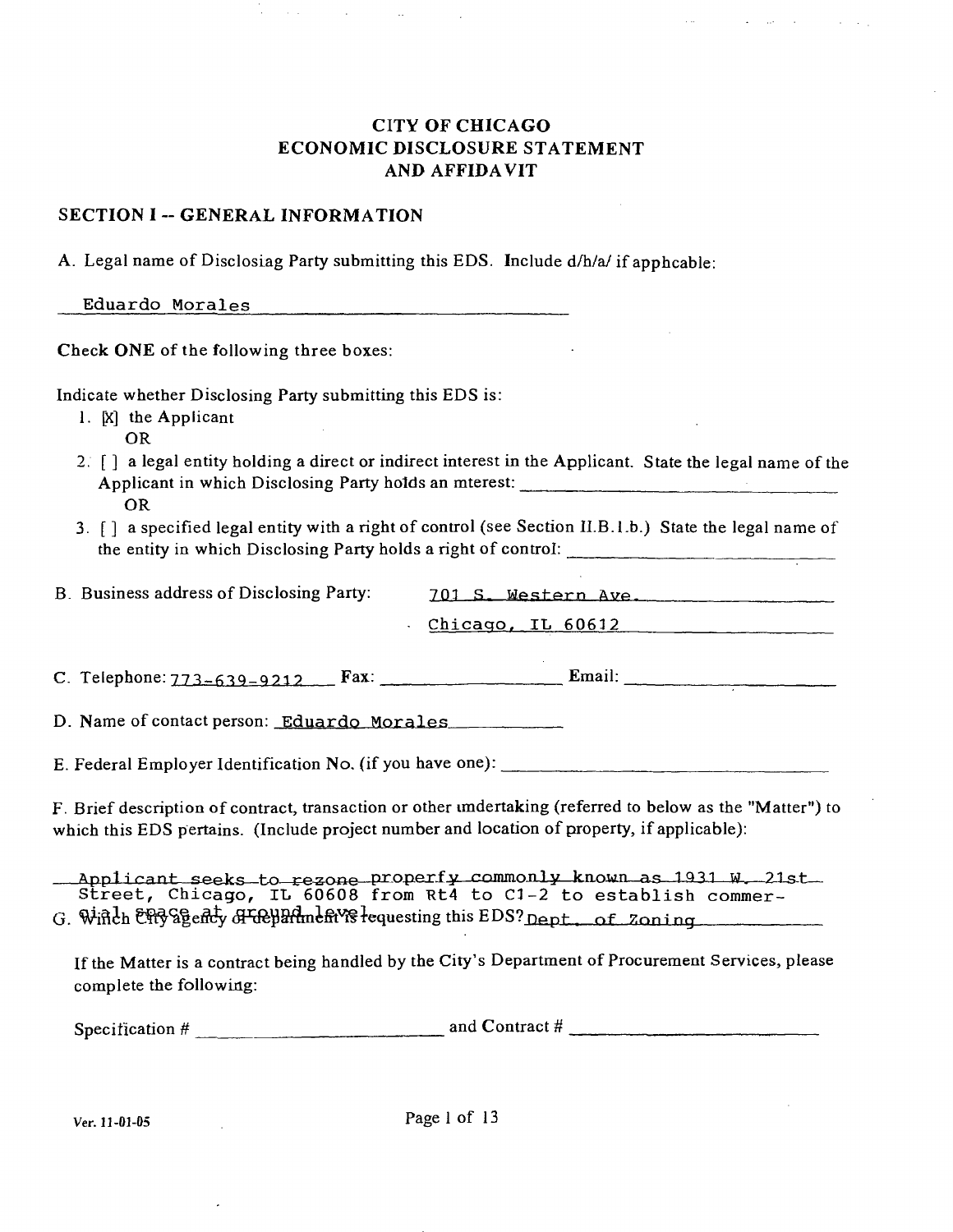# CITY OF CHICAGO
# ECONOMIC DISCLOSURE STATEMENT
# AND AFFIDAVIT

## SECTION I -- GENERAL INFORMATION

A. Legal name of Disclosiag Party submitting this EDS. Include d/h/a/ if apphcable:

Eduardo Morales

Check **ONE** of the following three boxes:

Indicate whether Disclosing Party submitting this EDS is:

1. [X] the Applicant
   OR
2. [ ] a legal entity holding a direct or indirect interest in the Applicant. State the legal name of the Applicant in which Disclosing Party holds an mterest: ____________
   OR
3. [ ] a specified legal entity with a right of control (see Section II.B.1.b.) State the legal name of the entity in which Disclosing Party holds a right of control: ____________

B. Business address of Disclosing Party: 701 S. Western Ave.
Chicago, IL 60612

C. Telephone: 773-639-9212 Fax: ____________ Email: ____________

D. Name of contact person: Eduardo Morales

E. Federal Employer Identification No. (if you have one): ____________

F. Brief description of contract, transaction or other undertaking (referred to below as the "Matter") to which this EDS pertains. (Include project number and location of property, if applicable):

Applicant seeks to rezone properfy commonly known as 1931 W. 21st Street, Chicago, IL 60608 from Rt4 to C1-2 to establish commercial space at ground level

G. Which City agency or department is requesting this EDS? Dept. of Zoning

If the Matter is a contract being handled by the City's Department of Procurement Services, please complete the following:

Specification # ____________ and Contract # ____________

Ver. 11-01-05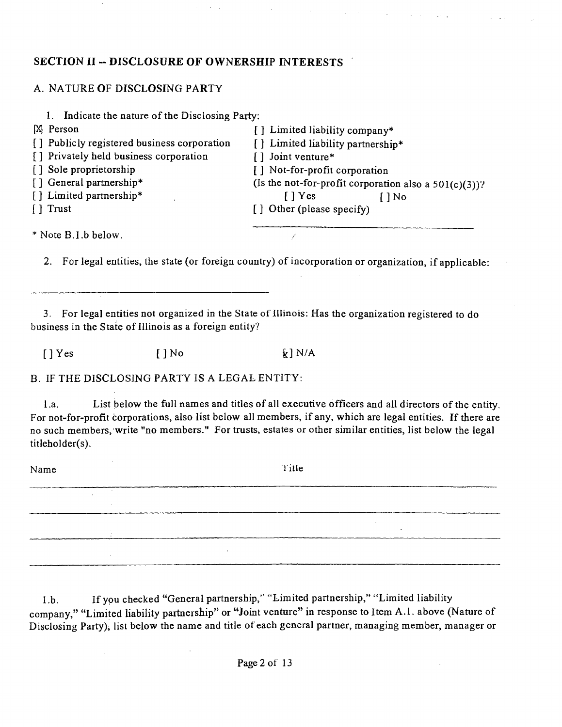## SECTION II -- DISCLOSURE OF OWNERSHIP INTERESTS

### A. NATURE OF DISCLOSING PARTY

1. Indicate the nature of the Disclosing Party:

[X] Person
[ ] Publicly registered business corporation
[ ] Privately held business corporation
[ ] Sole proprietorship
[ ] General partnership*
[ ] Limited partnership*
[ ] Trust
[ ] Limited liability company*
[ ] Limited liability partnership*
[ ] Joint venture*
[ ] Not-for-profit corporation
(Is the not-for-profit corporation also a 501(c)(3))?
[ ] Yes [ ] No
[ ] Other (please specify)

______________________________

* Note B.1.b below.

2. For legal entities, the state (or foreign country) of incorporation or organization, if applicable:

______________________________

3. For legal entities not organized in the State of Illinois: Has the organization registered to do business in the State of Illinois as a foreign entity?

[ ] Yes [ ] No [x] N/A

### B. IF THE DISCLOSING PARTY IS A LEGAL ENTITY:

1.a. List below the full names and titles of all executive officers and all directors of the entity. For not-for-profit corporations, also list below all members, if any, which are legal entities. If there are no such members, write "no members." For trusts, estates or other similar entities, list below the legal titleholder(s).

| Name | Title |
| --- | --- |
| | |
| | |
| | |
| | |

1.b. If you checked "General partnership," "Limited partnership," "Limited liability company," "Limited liability partnership" or "Joint venture" in response to Item A.1. above (Nature of Disclosing Party), list below the name and title of each general partner, managing member, manager or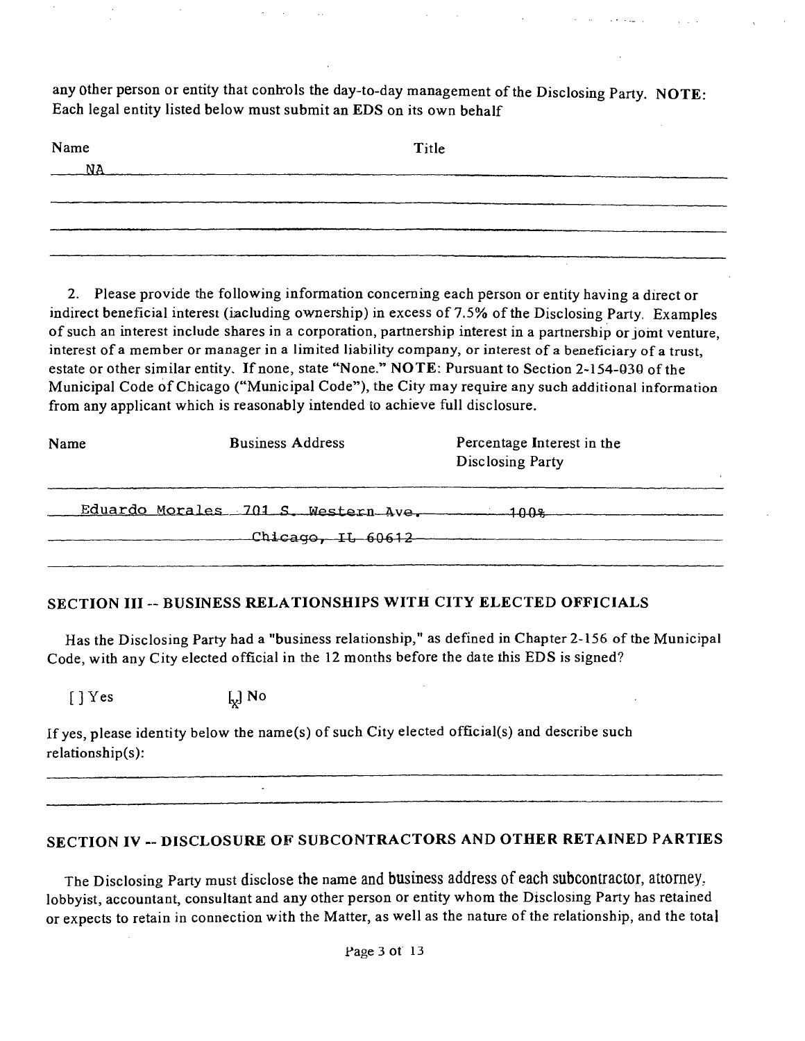any other person or entity that controls the day-to-day management of the Disclosing Party. **NOTE:** Each legal entity listed below must submit an EDS on its own behalf

| Name | Title |
|---|---|
| NA | |
| | |
| | |
| | |

2. Please provide the following information concerning each person or entity having a direct or indirect beneficial interest (including ownership) in excess of 7.5% of the Disclosing Party. Examples of such an interest include shares in a corporation, partnership interest in a partnership or joint venture, interest of a member or manager in a limited liability company, or interest of a beneficiary of a trust, estate or other similar entity. If none, state "None." **NOTE:** Pursuant to Section 2-154-030 of the Municipal Code of Chicago ("Municipal Code"), the City may require any such additional information from any applicant which is reasonably intended to achieve full disclosure.

| Name | Business Address | Percentage Interest in the Disclosing Party |
|---|---|---|
| Eduardo Morales | 701 S. Western Ave. | 100% |
| | Chicago, IL 60612 | |

## SECTION III -- BUSINESS RELATIONSHIPS WITH CITY ELECTED OFFICIALS

Has the Disclosing Party had a "business relationship," as defined in Chapter 2-156 of the Municipal Code, with any City elected official in the 12 months before the date this EDS is signed?

[ ] Yes [x] No

If yes, please identity below the name(s) of such City elected official(s) and describe such relationship(s):

______________________________________________

______________________________________________

## SECTION IV -- DISCLOSURE OF SUBCONTRACTORS AND OTHER RETAINED PARTIES

The Disclosing Party must disclose the name and business address of each subcontractor, attorney, lobbyist, accountant, consultant and any other person or entity whom the Disclosing Party has retained or expects to retain in connection with the Matter, as well as the nature of the relationship, and the total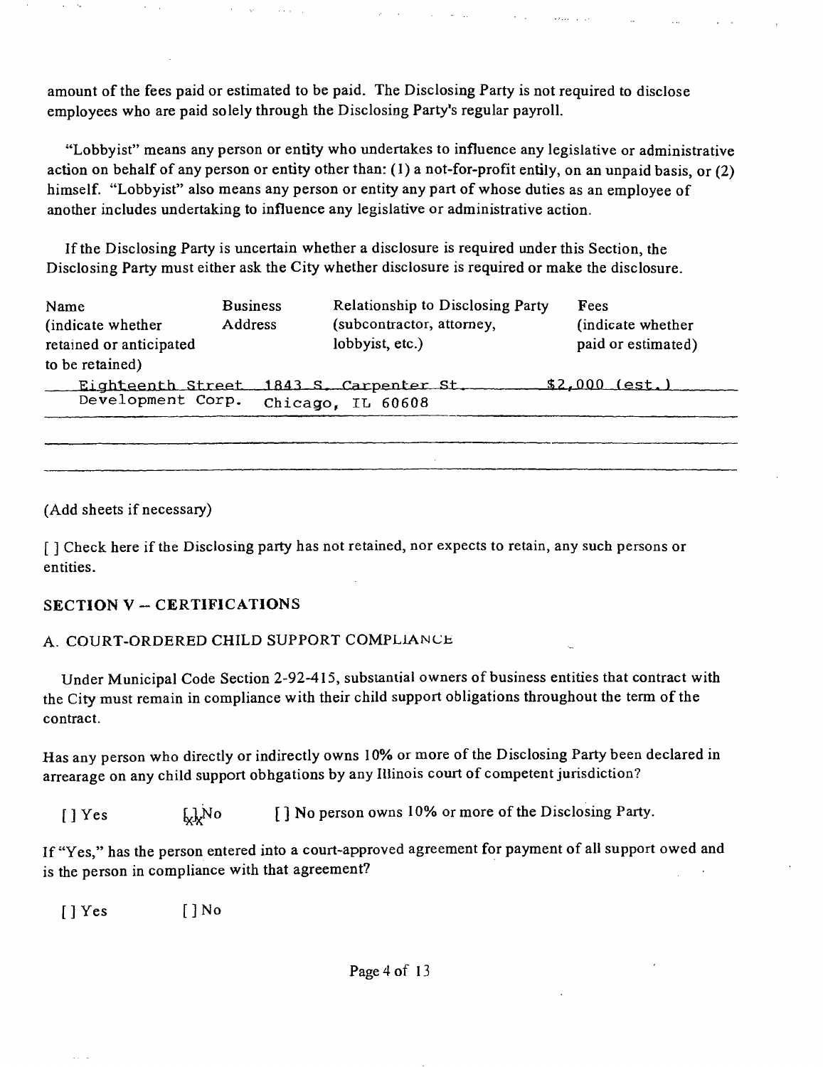amount of the fees paid or estimated to be paid. The Disclosing Party is not required to disclose employees who are paid solely through the Disclosing Party's regular payroll.

"Lobbyist" means any person or entity who undertakes to influence any legislative or administrative action on behalf of any person or entity other than: (1) a not-for-profit entily, on an unpaid basis, or (2) himself. "Lobbyist" also means any person or entity any part of whose duties as an employee of another includes undertaking to influence any legislative or administrative action.

If the Disclosing Party is uncertain whether a disclosure is required under this Section, the Disclosing Party must either ask the City whether disclosure is required or make the disclosure.

| Name (indicate whether retained or anticipated to be retained) | Business Address | Relationship to Disclosing Party (subcontractor, attorney, lobbyist, etc.) | Fees (indicate whether paid or estimated) |
|---|---|---|---|
| Eighteenth Street Development Corp. | 1843 S. Carpenter St. Chicago, IL 60608 | | $2,000 (est.) |
| | | | |
| | | | |

(Add sheets if necessary)

[ ] Check here if the Disclosing party has not retained, nor expects to retain, any such persons or entities.

## SECTION V -- CERTIFICATIONS

### A. COURT-ORDERED CHILD SUPPORT COMPLIANCE

Under Municipal Code Section 2-92-415, substantial owners of business entities that contract with the City must remain in compliance with their child support obligations throughout the term of the contract.

Has any person who directly or indirectly owns 10% or more of the Disclosing Party been declared in arrearage on any child support obhgations by any Illinois court of competent jurisdiction?

[ ] Yes [XX] No [ ] No person owns 10% or more of the Disclosing Party.

If "Yes," has the person entered into a court-approved agreement for payment of all support owed and is the person in compliance with that agreement?

[ ] Yes [ ] No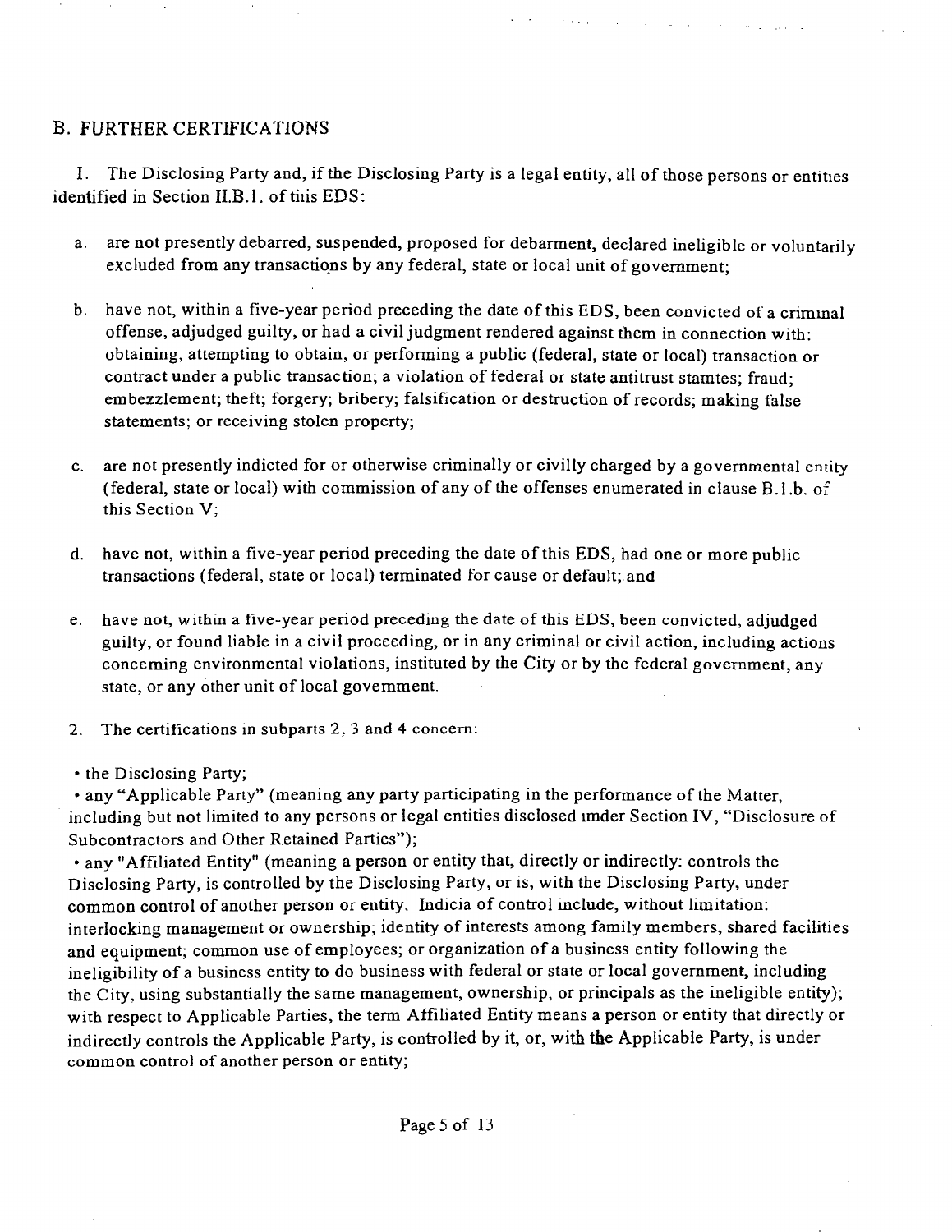## B. FURTHER CERTIFICATIONS

1. The Disclosing Party and, if the Disclosing Party is a legal entity, all of those persons or entities identified in Section II.B.1. of this EDS:

   a. are not presently debarred, suspended, proposed for debarment, declared ineligible or voluntarily excluded from any transactions by any federal, state or local unit of government;

   b. have not, within a five-year period preceding the date of this EDS, been convicted of a criminal offense, adjudged guilty, or had a civil judgment rendered against them in connection with: obtaining, attempting to obtain, or performing a public (federal, state or local) transaction or contract under a public transaction; a violation of federal or state antitrust stamtes; fraud; embezzlement; theft; forgery; bribery; falsification or destruction of records; making false statements; or receiving stolen property;

   c. are not presently indicted for or otherwise criminally or civilly charged by a governmental entity (federal, state or local) with commission of any of the offenses enumerated in clause B.1.b. of this Section V;

   d. have not, within a five-year period preceding the date of this EDS, had one or more public transactions (federal, state or local) terminated for cause or default; and

   e. have not, within a five-year period preceding the date of this EDS, been convicted, adjudged guilty, or found liable in a civil proceeding, or in any criminal or civil action, including actions conceming environmental violations, instituted by the City or by the federal government, any state, or any other unit of local govemment.

2. The certifications in subparts 2, 3 and 4 concern:

- the Disclosing Party;
- any "Applicable Party" (meaning any party participating in the performance of the Matter, including but not limited to any persons or legal entities disclosed imder Section IV, "Disclosure of Subcontractors and Other Retained Parties");
- any "Affiliated Entity" (meaning a person or entity that, directly or indirectly: controls the Disclosing Party, is controlled by the Disclosing Party, or is, with the Disclosing Party, under common control of another person or entity. Indicia of control include, without limitation: interlocking management or ownership; identity of interests among family members, shared facilities and equipment; common use of employees; or organization of a business entity following the ineligibility of a business entity to do business with federal or state or local government, including the City, using substantially the same management, ownership, or principals as the ineligible entity); with respect to Applicable Parties, the term Affiliated Entity means a person or entity that directly or indirectly controls the Applicable Party, is controlled by it, or, with the Applicable Party, is under common control of another person or entity;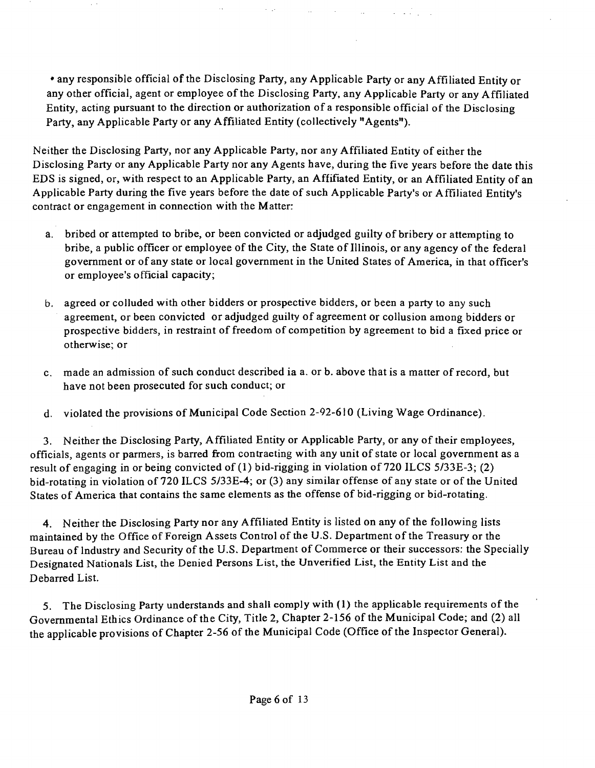• any responsible official of the Disclosing Party, any Applicable Party or any Affiliated Entity or any other official, agent or employee of the Disclosing Party, any Applicable Party or any Affiliated Entity, acting pursuant to the direction or authorization of a responsible official of the Disclosing Party, any Applicable Party or any Affiliated Entity (collectively "Agents").

Neither the Disclosing Party, nor any Applicable Party, nor any Affiliated Entity of either the Disclosing Party or any Applicable Party nor any Agents have, during the five years before the date this EDS is signed, or, with respect to an Applicable Party, an Affifiated Entity, or an Affiliated Entity of an Applicable Party during the five years before the date of such Applicable Party's or Affiliated Entity's contract or engagement in connection with the Matter:

a. bribed or attempted to bribe, or been convicted or adjudged guilty of bribery or attempting to bribe, a public officer or employee of the City, the State of Illinois, or any agency of the federal government or of any state or local government in the United States of America, in that officer's or employee's official capacity;

b. agreed or colluded with other bidders or prospective bidders, or been a party to any such agreement, or been convicted or adjudged guilty of agreement or collusion among bidders or prospective bidders, in restraint of freedom of competition by agreement to bid a fixed price or otherwise; or

c. made an admission of such conduct described ia a. or b. above that is a matter of record, but have not been prosecuted for such conduct; or

d. violated the provisions of Municipal Code Section 2-92-610 (Living Wage Ordinance).

3. Neither the Disclosing Party, Affiliated Entity or Applicable Party, or any of their employees, officials, agents or parmers, is barred from contracting with any unit of state or local government as a result of engaging in or being convicted of (1) bid-rigging in violation of 720 ILCS 5/33E-3; (2) bid-rotating in violation of 720 ILCS 5/33E-4; or (3) any similar offense of any state or of the United States of America that contains the same elements as the offense of bid-rigging or bid-rotating.

4. Neither the Disclosing Party nor any Affiliated Entity is listed on any of the following lists maintained by the Office of Foreign Assets Control of the U.S. Department of the Treasury or the Bureau of Industry and Security of the U.S. Department of Commerce or their successors: the Specially Designated Nationals List, the Denied Persons List, the Unverified List, the Entity List and the Debarred List.

5. The Disclosing Party understands and shall comply with (1) the applicable requirements of the Governmental Ethics Ordinance of the City, Title 2, Chapter 2-156 of the Municipal Code; and (2) all the applicable provisions of Chapter 2-56 of the Municipal Code (Office of the Inspector General).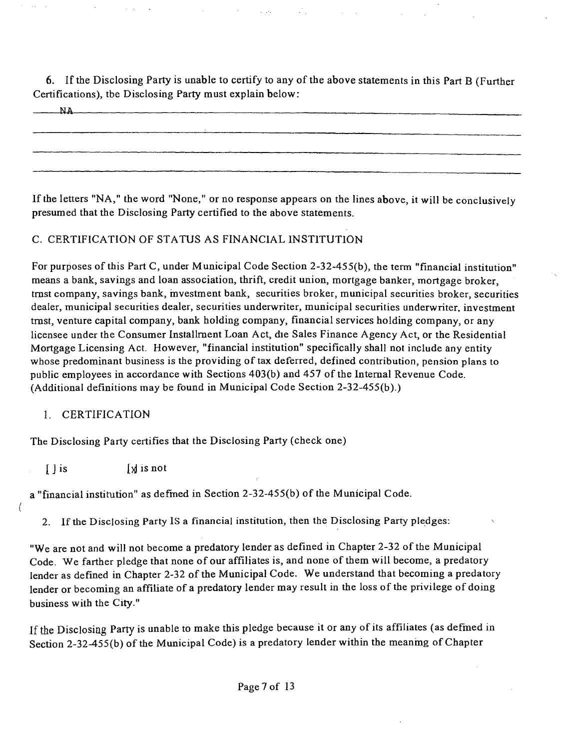6. If the Disclosing Party is unable to certify to any of the above statements in this Part B (Further Certifications), tbe Disclosing Party must explain below:

NA

If the letters "NA," the word "None," or no response appears on the lines above, it will be conclusively presumed that the Disclosing Party certified to the above statements.

C. CERTIFICATION OF STATUS AS FINANCIAL INSTITUTION

For purposes of this Part C, under Municipal Code Section 2-32-455(b), the term "financial institution" means a bank, savings and loan association, thrift, credit union, mortgage banker, mortgage broker, tmst company, savings bank, mvestment bank, securities broker, municipal securities broker, securities dealer, municipal securities dealer, securities underwriter, municipal securities underwriter, investment tmst, venture capital company, bank holding company, financial services holding company, or any licensee under the Consumer Installment Loan Act, die Sales Finance Agency Act, or the Residential Mortgage Licensing Act. However, "financial institution" specifically shall not include any entity whose predominant business is the providing of tax deferred, defined contribution, pension plans to public employees in accordance with Sections 403(b) and 457 of the Internal Revenue Code. (Additional definitions may be found in Municipal Code Section 2-32-455(b).)

1. CERTIFICATION

The Disclosing Party certifies that the Disclosing Party (check one)

[ ] is [x] is not

a "financial institution" as defmed in Section 2-32-455(b) of the Municipal Code.

2. If the Disclosing Party IS a financial institution, then the Disclosing Party pledges:

"We are not and will not become a predatory lender as defined in Chapter 2-32 of the Municipal Code. We farther pledge that none of our affiliates is, and none of them will become, a predatory lender as defined in Chapter 2-32 of the Municipal Code. We understand that becoming a predatory lender or becoming an affiliate of a predatory lender may result in the loss of the privilege of doing business with the City."

If the Disclosing Party is unable to make this pledge because it or any of its affiliates (as defmed in Section 2-32-455(b) of the Municipal Code) is a predatory lender within the meanmg of Chapter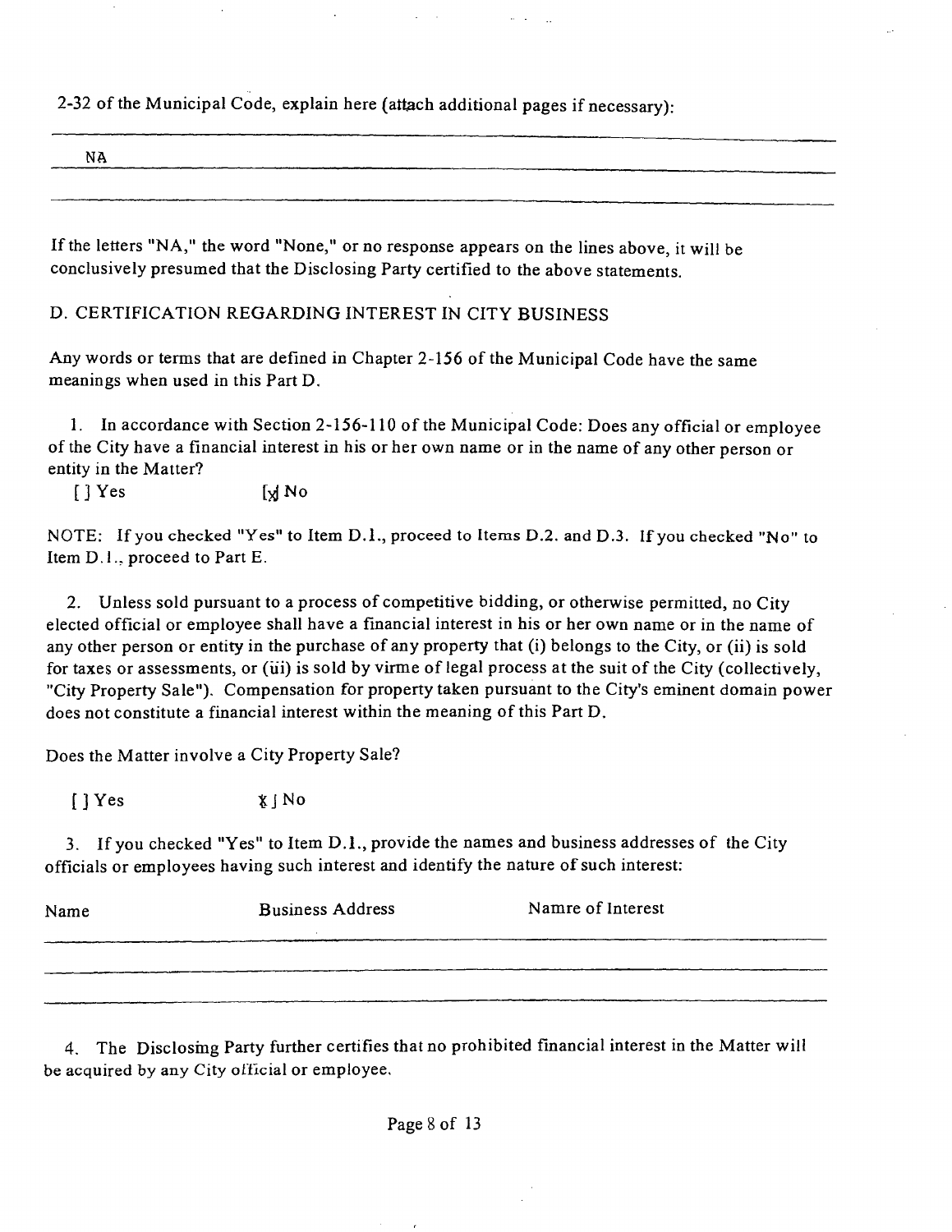2-32 of the Municipal Code, explain here (attach additional pages if necessary):

NA

If the letters "NA," the word "None," or no response appears on the lines above, it will be conclusively presumed that the Disclosing Party certified to the above statements.

D. CERTIFICATION REGARDING INTEREST IN CITY BUSINESS

Any words or terms that are defined in Chapter 2-156 of the Municipal Code have the same meanings when used in this Part D.

1. In accordance with Section 2-156-110 of the Municipal Code: Does any official or employee of the City have a financial interest in his or her own name or in the name of any other person or entity in the Matter?

[ ] Yes [x] No

NOTE: If you checked "Yes" to Item D.1., proceed to Items D.2. and D.3. If you checked "No" to Item D.1., proceed to Part E.

2. Unless sold pursuant to a process of competitive bidding, or otherwise permitted, no City elected official or employee shall have a financial interest in his or her own name or in the name of any other person or entity in the purchase of any property that (i) belongs to the City, or (ii) is sold for taxes or assessments, or (iii) is sold by virme of legal process at the suit of the City (collectively, "City Property Sale"). Compensation for property taken pursuant to the City's eminent domain power does not constitute a financial interest within the meaning of this Part D.

Does the Matter involve a City Property Sale?

[ ] Yes [x] No

3. If you checked "Yes" to Item D.1., provide the names and business addresses of the City officials or employees having such interest and identify the nature of such interest:

| Name | Business Address | Namre of Interest |
|---|---|---|
| | | |
| | | |
| | | |

4. The Disclosing Party further certifies that no prohibited financial interest in the Matter will be acquired by any City official or employee.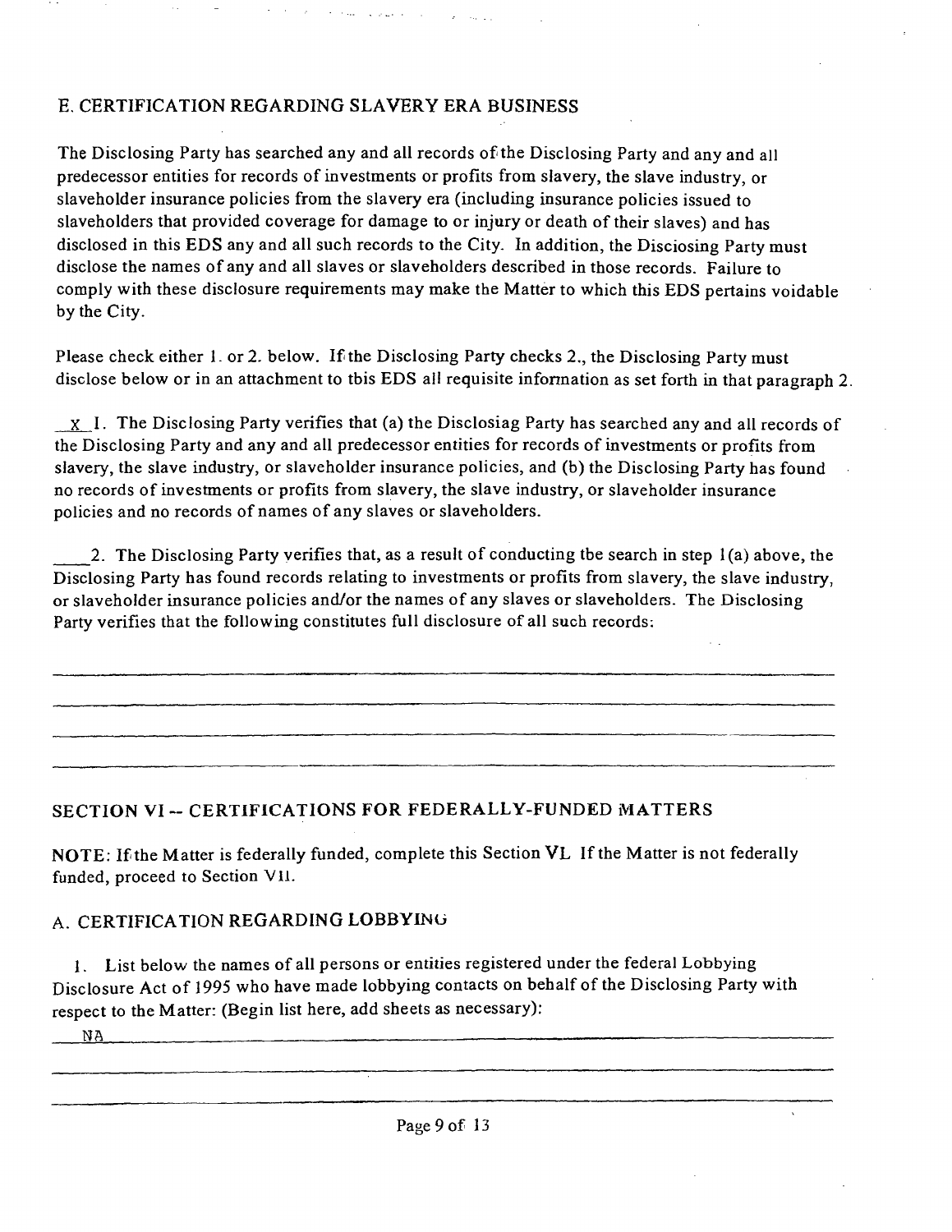### E. CERTIFICATION REGARDING SLAVERY ERA BUSINESS

The Disclosing Party has searched any and all records of the Disclosing Party and any and all predecessor entities for records of investments or profits from slavery, the slave industry, or slaveholder insurance policies from the slavery era (including insurance policies issued to slaveholders that provided coverage for damage to or injury or death of their slaves) and has disclosed in this EDS any and all such records to the City. In addition, the Disciosing Party must disclose the names of any and all slaves or slaveholders described in those records. Failure to comply with these disclosure requirements may make the Matter to which this EDS pertains voidable by the City.

Please check either 1. or 2. below. If the Disclosing Party checks 2., the Disclosing Party must disclose below or in an attachment to tbis EDS all requisite information as set forth in that paragraph 2.

\_X\_ 1. The Disclosing Party verifies that (a) the Disclosiag Party has searched any and all records of the Disclosing Party and any and all predecessor entities for records of investments or profits from slavery, the slave industry, or slaveholder insurance policies, and (b) the Disclosing Party has found no records of investments or profits from slavery, the slave industry, or slaveholder insurance policies and no records of names of any slaves or slaveholders.

\_\_\_\_ 2. The Disclosing Party verifies that, as a result of conducting tbe search in step 1(a) above, the Disclosing Party has found records relating to investments or profits from slavery, the slave industry, or slaveholder insurance policies and/or the names of any slaves or slaveholders. The Disclosing Party verifies that the following constitutes full disclosure of all such records:

\_\_\_\_\_\_\_\_\_\_\_\_\_\_\_\_\_\_\_\_\_\_\_\_\_\_\_\_\_\_\_\_\_\_\_\_\_\_\_\_\_\_\_\_\_\_\_\_\_\_\_\_\_\_\_\_\_\_\_\_

\_\_\_\_\_\_\_\_\_\_\_\_\_\_\_\_\_\_\_\_\_\_\_\_\_\_\_\_\_\_\_\_\_\_\_\_\_\_\_\_\_\_\_\_\_\_\_\_\_\_\_\_\_\_\_\_\_\_\_\_

\_\_\_\_\_\_\_\_\_\_\_\_\_\_\_\_\_\_\_\_\_\_\_\_\_\_\_\_\_\_\_\_\_\_\_\_\_\_\_\_\_\_\_\_\_\_\_\_\_\_\_\_\_\_\_\_\_\_\_\_

\_\_\_\_\_\_\_\_\_\_\_\_\_\_\_\_\_\_\_\_\_\_\_\_\_\_\_\_\_\_\_\_\_\_\_\_\_\_\_\_\_\_\_\_\_\_\_\_\_\_\_\_\_\_\_\_\_\_\_\_

## SECTION VI -- CERTIFICATIONS FOR FEDERALLY-FUNDED MATTERS

NOTE: If the Matter is federally funded, complete this Section VI. If the Matter is not federally funded, proceed to Section VII.

### A. CERTIFICATION REGARDING LOBBYING

1. List below the names of all persons or entities registered under the federal Lobbying Disclosure Act of 1995 who have made lobbying contacts on behalf of the Disclosing Party with respect to the Matter: (Begin list here, add sheets as necessary):

NA

\_\_\_\_\_\_\_\_\_\_\_\_\_\_\_\_\_\_\_\_\_\_\_\_\_\_\_\_\_\_\_\_\_\_\_\_\_\_\_\_\_\_\_\_\_\_\_\_\_\_\_\_\_\_\_\_\_\_\_\_

\_\_\_\_\_\_\_\_\_\_\_\_\_\_\_\_\_\_\_\_\_\_\_\_\_\_\_\_\_\_\_\_\_\_\_\_\_\_\_\_\_\_\_\_\_\_\_\_\_\_\_\_\_\_\_\_\_\_\_\_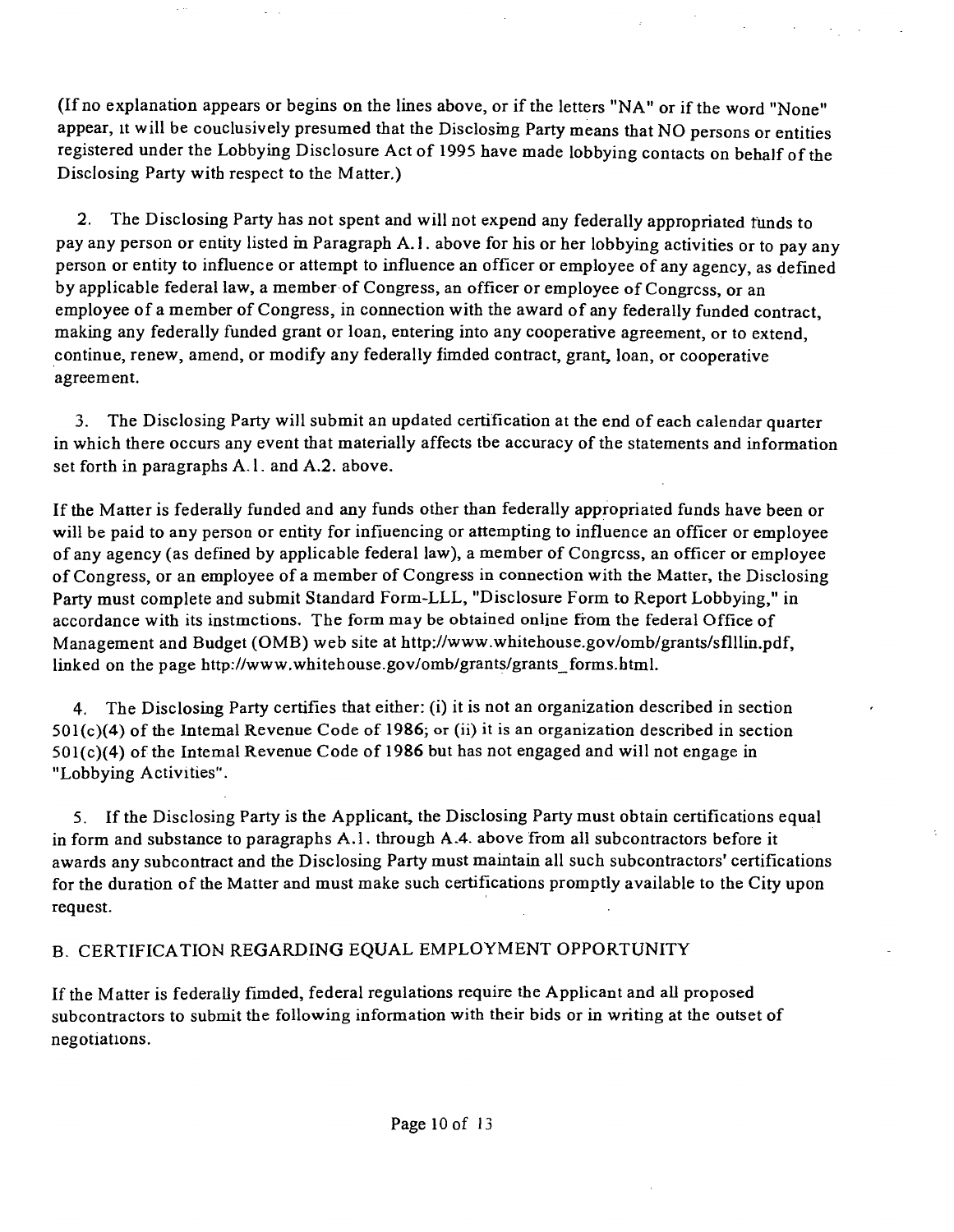(If no explanation appears or begins on the lines above, or if the letters "NA" or if the word "None" appear, it will be couclusively presumed that the Disclosing Party means that NO persons or entities registered under the Lobbying Disclosure Act of 1995 have made lobbying contacts on behalf of the Disclosing Party with respect to the Matter.)

2. The Disclosing Party has not spent and will not expend any federally appropriated funds to pay any person or entity listed in Paragraph A.1. above for his or her lobbying activities or to pay any person or entity to influence or attempt to influence an officer or employee of any agency, as defined by applicable federal law, a member of Congress, an officer or employee of Congrcss, or an employee of a member of Congress, in connection with the award of any federally funded contract, making any federally funded grant or loan, entering into any cooperative agreement, or to extend, continue, renew, amend, or modify any federally fimded contract, grant, loan, or cooperative agreement.

3. The Disclosing Party will submit an updated certification at the end of each calendar quarter in which there occurs any event that materially affects tbe accuracy of the statements and information set forth in paragraphs A.1. and A.2. above.

If the Matter is federally funded and any funds other than federally appropriated funds have been or will be paid to any person or entity for infiuencing or attempting to influence an officer or employee of any agency (as defined by applicable federal law), a member of Congrcss, an officer or employee of Congress, or an employee of a member of Congress in connection with the Matter, the Disclosing Party must complete and submit Standard Form-LLL, "Disclosure Form to Report Lobbying," in accordance with its instmctions. The form may be obtained online from the federal Office of Management and Budget (OMB) web site at http://www.whitehouse.gov/omb/grants/sflllin.pdf, linked on the page http://www.whitehouse.gov/omb/grants/grants_forms.html.

4. The Disclosing Party certifies that either: (i) it is not an organization described in section 501(c)(4) of the Intemal Revenue Code of 1986; or (ii) it is an organization described in section 501(c)(4) of the Intemal Revenue Code of 1986 but has not engaged and will not engage in "Lobbying Activities".

5. If the Disclosing Party is the Applicant, the Disclosing Party must obtain certifications equal in form and substance to paragraphs A.1. through A.4. above from all subcontractors before it awards any subcontract and the Disclosing Party must maintain all such subcontractors' certifications for the duration of the Matter and must make such certifications promptly available to the City upon request.

B. CERTIFICATION REGARDING EQUAL EMPLOYMENT OPPORTUNITY

If the Matter is federally fimded, federal regulations require the Applicant and all proposed subcontractors to submit the following information with their bids or in writing at the outset of negotiations.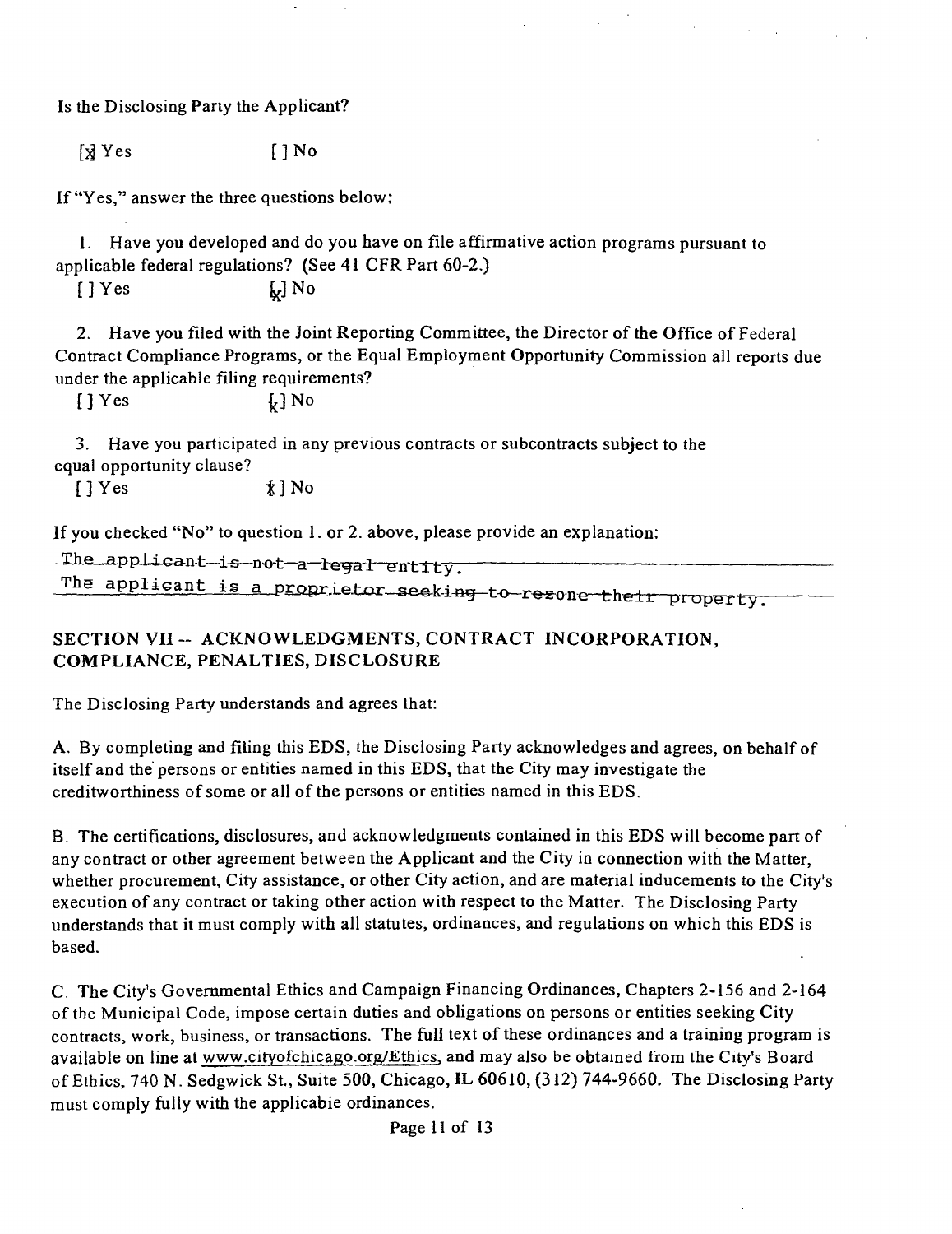Is the Disclosing Party the Applicant?

[X] Yes [ ] No

If "Yes," answer the three questions below:

1. Have you developed and do you have on file affirmative action programs pursuant to applicable federal regulations? (See 41 CFR Part 60-2.)

[ ] Yes [X] No

2. Have you filed with the Joint Reporting Committee, the Director of the Office of Federal Contract Compliance Programs, or the Equal Employment Opportunity Commission all reports due under the applicable filing requirements?

[ ] Yes [X] No

3. Have you participated in any previous contracts or subcontracts subject to the equal opportunity clause?

[ ] Yes [X] No

If you checked "No" to question 1. or 2. above, please provide an explanation:

~~The applicant is not a legal entity.~~

The applicant is a proprietor seeking to rezone their property.

## SECTION VII -- ACKNOWLEDGMENTS, CONTRACT INCORPORATION, COMPLIANCE, PENALTIES, DISCLOSURE

The Disclosing Party understands and agrees that:

A. By completing and filing this EDS, the Disclosing Party acknowledges and agrees, on behalf of itself and the persons or entities named in this EDS, that the City may investigate the creditworthiness of some or all of the persons or entities named in this EDS.

B. The certifications, disclosures, and acknowledgments contained in this EDS will become part of any contract or other agreement between the Applicant and the City in connection with the Matter, whether procurement, City assistance, or other City action, and are material inducements to the City's execution of any contract or taking other action with respect to the Matter. The Disclosing Party understands that it must comply with all statutes, ordinances, and regulations on which this EDS is based.

C. The City's Governmental Ethics and Campaign Financing Ordinances, Chapters 2-156 and 2-164 of the Municipal Code, impose certain duties and obligations on persons or entities seeking City contracts, work, business, or transactions. The full text of these ordinances and a training program is available on line at www.cityofchicago.org/Ethics, and may also be obtained from the City's Board of Ethics, 740 N. Sedgwick St., Suite 500, Chicago, IL 60610, (312) 744-9660. The Disclosing Party must comply fully with the applicabie ordinances.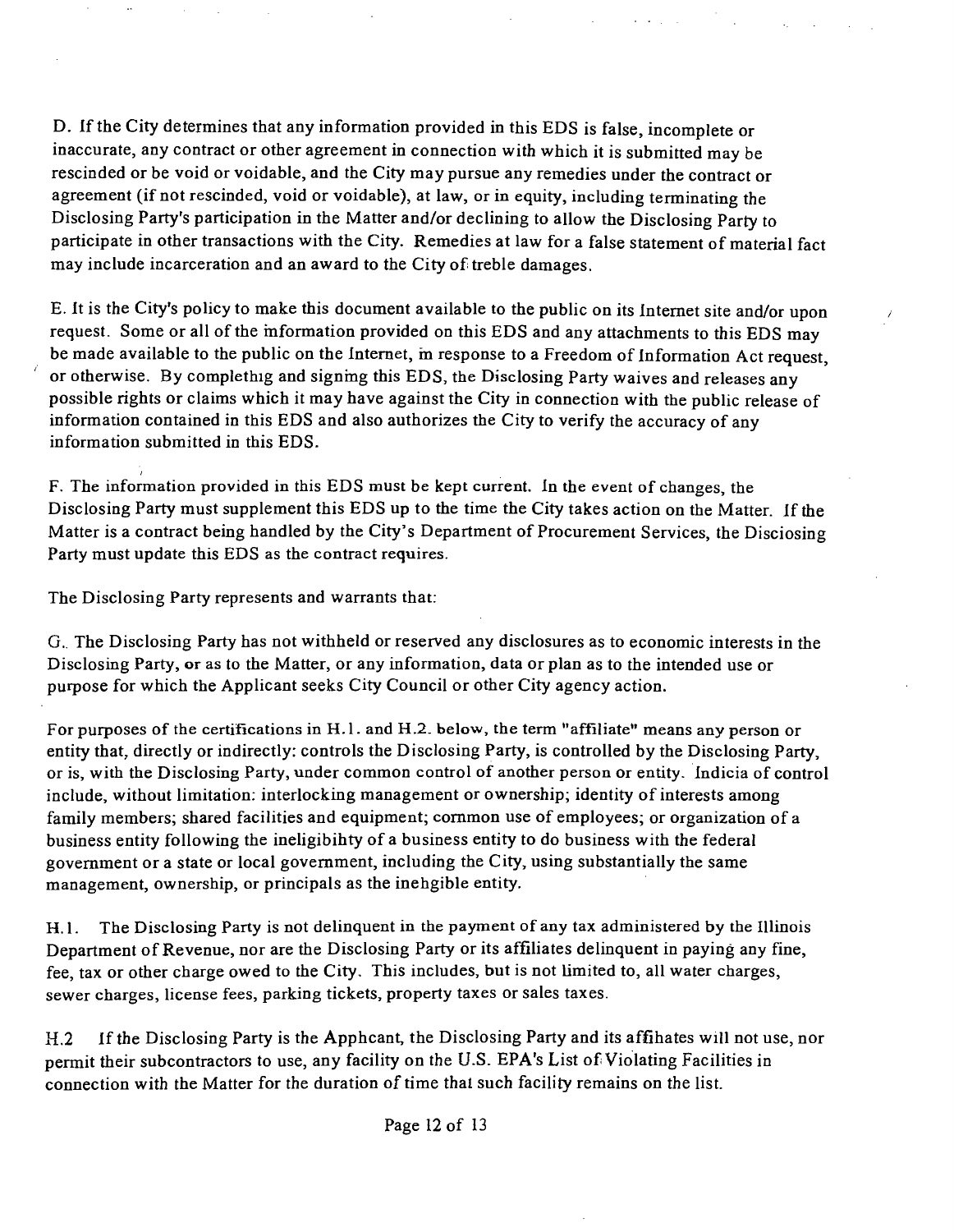D. If the City determines that any information provided in this EDS is false, incomplete or inaccurate, any contract or other agreement in connection with which it is submitted may be rescinded or be void or voidable, and the City may pursue any remedies under the contract or agreement (if not rescinded, void or voidable), at law, or in equity, including terminating the Disclosing Party's participation in the Matter and/or declining to allow the Disclosing Party to participate in other transactions with the City. Remedies at law for a false statement of material fact may include incarceration and an award to the City of treble damages.

E. It is the City's policy to make this document available to the public on its Internet site and/or upon request. Some or all of the information provided on this EDS and any attachments to this EDS may be made available to the public on the Internet, in response to a Freedom of Information Act request, or otherwise. By completing and signing this EDS, the Disclosing Party waives and releases any possible rights or claims which it may have against the City in connection with the public release of information contained in this EDS and also authorizes the City to verify the accuracy of any information submitted in this EDS.

F. The information provided in this EDS must be kept current. In the event of changes, the Disclosing Party must supplement this EDS up to the time the City takes action on the Matter. If the Matter is a contract being handled by the City's Department of Procurement Services, the Disclosing Party must update this EDS as the contract requires.

The Disclosing Party represents and warrants that:

G. The Disclosing Party has not withheld or reserved any disclosures as to economic interests in the Disclosing Party, or as to the Matter, or any information, data or plan as to the intended use or purpose for which the Applicant seeks City Council or other City agency action.

For purposes of the certifications in H.1. and H.2. below, the term "affiliate" means any person or entity that, directly or indirectly: controls the Disclosing Party, is controlled by the Disclosing Party, or is, with the Disclosing Party, under common control of another person or entity. Indicia of control include, without limitation: interlocking management or ownership; identity of interests among family members; shared facilities and equipment; common use of employees; or organization of a business entity following the ineligibility of a business entity to do business with the federal government or a state or local government, including the City, using substantially the same management, ownership, or principals as the ineligible entity.

H.1. The Disclosing Party is not delinquent in the payment of any tax administered by the Illinois Department of Revenue, nor are the Disclosing Party or its affiliates delinquent in paying any fine, fee, tax or other charge owed to the City. This includes, but is not limited to, all water charges, sewer charges, license fees, parking tickets, property taxes or sales taxes.

H.2 If the Disclosing Party is the Applicant, the Disclosing Party and its affiliates will not use, nor permit their subcontractors to use, any facility on the U.S. EPA's List of Violating Facilities in connection with the Matter for the duration of time that such facility remains on the list.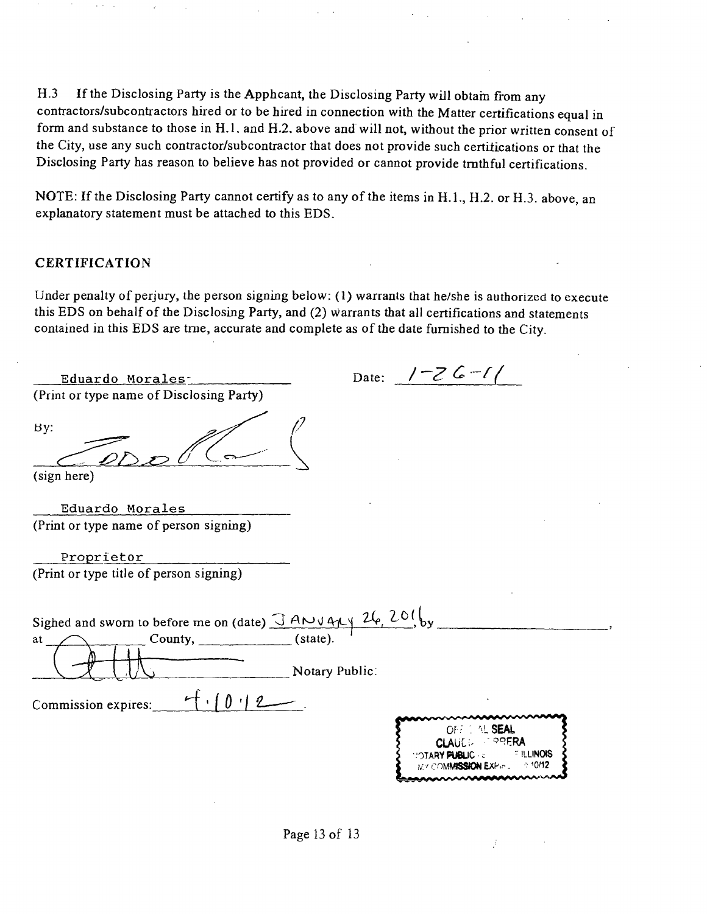H.3 If the Disclosing Party is the Apphcant, the Disclosing Party will obtain from any contractors/subcontractors hired or to be hired in connection with the Matter certifications equal in form and substance to those in H.1. and H.2. above and will not, without the prior written consent of the City, use any such contractor/subcontractor that does not provide such certifications or that the Disclosing Party has reason to believe has not provided or cannot provide trnthful certifications.

NOTE: If the Disclosing Party cannot certify as to any of the items in H.1., H.2. or H.3. above, an explanatory statement must be attached to this EDS.

## CERTIFICATION

Under penalty of perjury, the person signing below: (1) warrants that he/she is authorized to execute this EDS on behalf of the Disclosing Party, and (2) warrants that all certifications and statements contained in this EDS are trne, accurate and complete as of the date furnished to the City.

Eduardo Morales
(Print or type name of Disclosing Party)

Date: 1-26-11

By:

(sign here)

Eduardo Morales
(Print or type name of person signing)

Proprietor
(Print or type title of person signing)

Sighed and sworn to before me on (date) JANUARY 26, 2011, by ____________________,
at __________ County, __________ (state).

____________________ Notary Public:

Commission expires: 4.10.12

OFFICIAL SEAL
CLAUDIA ... RERA
NOTARY PUBLIC - ... ILLINOIS
MY COMMISSION EXP... 10/12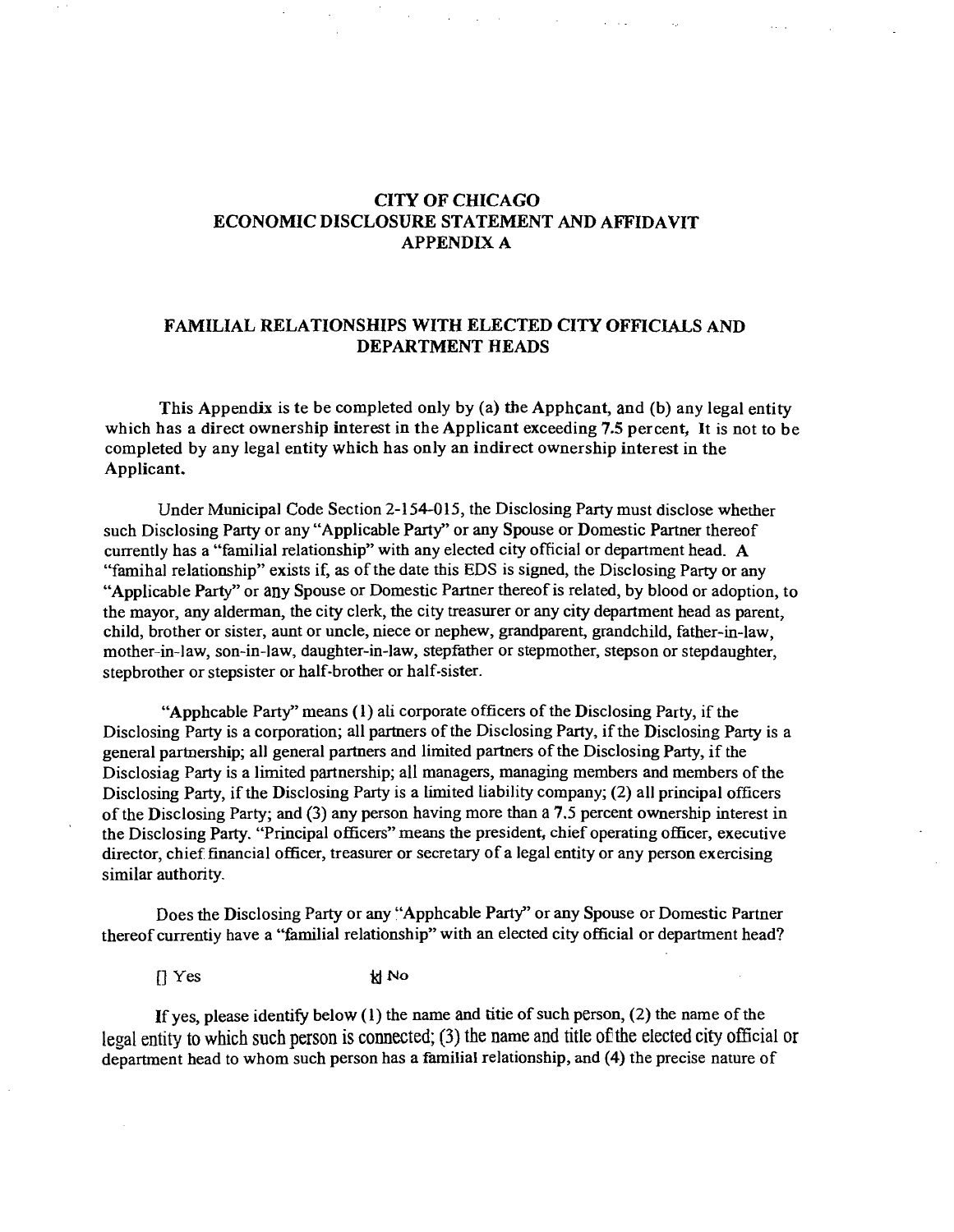# CITY OF CHICAGO
# ECONOMIC DISCLOSURE STATEMENT AND AFFIDAVIT
# APPENDIX A

## FAMILIAL RELATIONSHIPS WITH ELECTED CITY OFFICIALS AND DEPARTMENT HEADS

This Appendix is te be completed only by (a) the Apphcant, and (b) any legal entity which has a direct ownership interest in the Applicant exceeding 7.5 percent, It is not to be completed by any legal entity which has only an indirect ownership interest in the Applicant.

Under Municipal Code Section 2-154-015, the Disclosing Party must disclose whether such Disclosing Party or any "Applicable Party" or any Spouse or Domestic Partner thereof currently has a "familial relationship" with any elected city official or department head. A "famihal relationship" exists if, as of the date this EDS is signed, the Disclosing Party or any "Applicable Party" or any Spouse or Domestic Partner thereof is related, by blood or adoption, to the mayor, any alderman, the city clerk, the city treasurer or any city department head as parent, child, brother or sister, aunt or uncle, niece or nephew, grandparent, grandchild, father-in-law, mother-in-law, son-in-law, daughter-in-law, stepfather or stepmother, stepson or stepdaughter, stepbrother or stepsister or half-brother or half-sister.

"Apphcable Party" means (1) ali corporate officers of the Disclosing Party, if the Disclosing Party is a corporation; all partners of the Disclosing Party, if the Disclosing Party is a general partnership; all general partners and limited partners of the Disclosing Party, if the Disclosiag Party is a limited partnership; all managers, managing members and members of the Disclosing Party, if the Disclosing Party is a limited liability company; (2) all principal officers of the Disclosing Party; and (3) any person having more than a 7.5 percent ownership interest in the Disclosing Party. "Principal officers" means the president, chief operating officer, executive director, chief financial officer, treasurer or secretary of a legal entity or any person exercising similar authority.

Does the Disclosing Party or any "Apphcable Party" or any Spouse or Domestic Partner thereof currentiy have a "familial relationship" with an elected city official or department head?

[] Yes [X] No

If yes, please identify below (1) the name and titie of such person, (2) the name of the legal entity to which such person is connected; (3) the name and title of the elected city official or department head to whom such person has a familial relationship, and (4) the precise nature of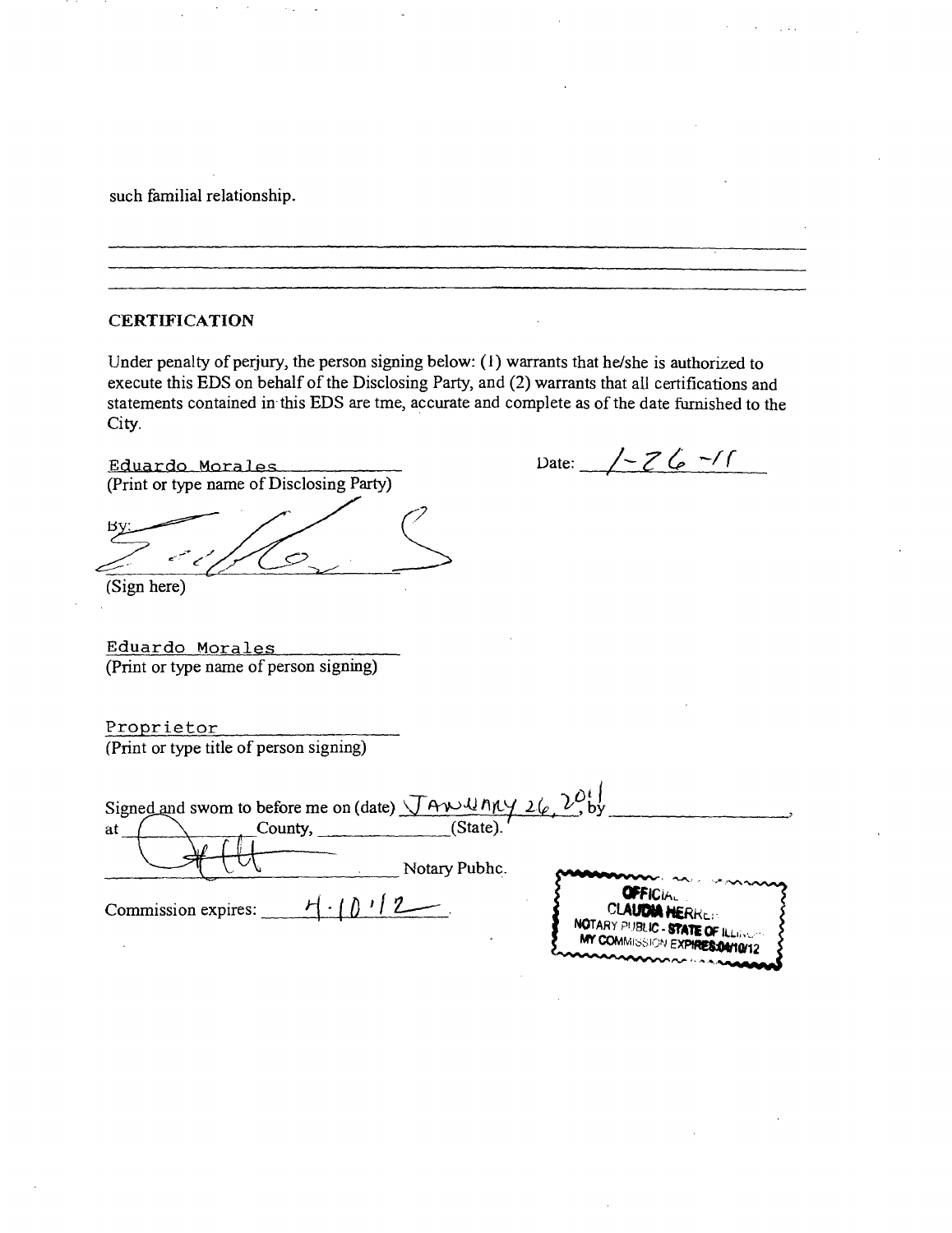such familial relationship.

---

---

---

### CERTIFICATION

Under penalty of perjury, the person signing below: (1) warrants that he/she is authorized to execute this EDS on behalf of the Disclosing Party, and (2) warrants that all certifications and statements contained in this EDS are tme, accurate and complete as of the date furnished to the City.

Eduardo Morales
(Print or type name of Disclosing Party)

Date: 1-26-11

By: _______________
(Sign here)

Eduardo Morales
(Print or type name of person signing)

Proprietor
(Print or type title of person signing)

Signed and swom to before me on (date) January 26, 2011, by _______________,
at _______________ County, _______________ (State).

_______________ Notary Pubhc.

Commission expires: 4-10-12.

OFFICIAL
CLAUDIA HERRE
NOTARY PUBLIC - STATE OF ILLINOIS
MY COMMISSION EXPIRES:04/10/12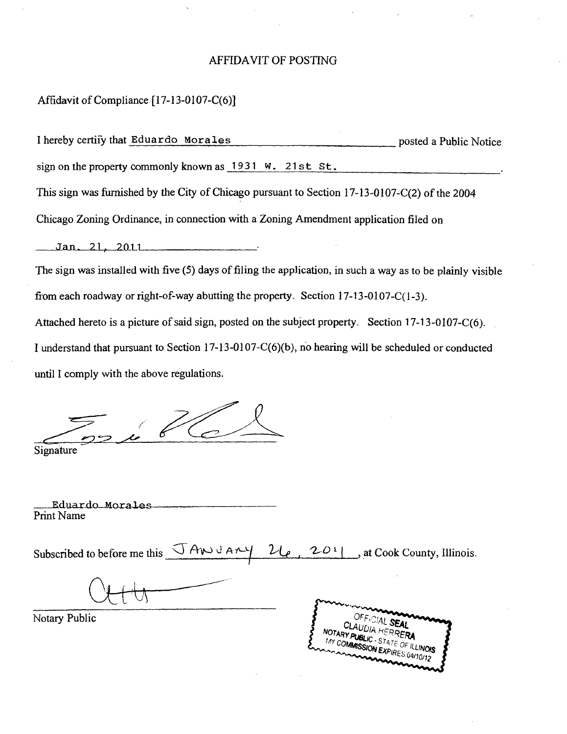# AFFIDAVIT OF POSTING

Affidavit of Compliance [17-13-0107-C(6)]

I hereby certify that Eduardo Morales posted a Public Notice sign on the property commonly known as 1931 W. 21st St.

This sign was furnished by the City of Chicago pursuant to Section 17-13-0107-C(2) of the 2004 Chicago Zoning Ordinance, in connection with a Zoning Amendment application filed on Jan. 21, 2011.

The sign was installed with five (5) days of filing the application, in such a way as to be plainly visible from each roadway or right-of-way abutting the property. Section 17-13-0107-C(1-3).

Attached hereto is a picture of said sign, posted on the subject property. Section 17-13-0107-C(6).

I understand that pursuant to Section 17-13-0107-C(6)(b), no hearing will be scheduled or conducted until I comply with the above regulations.

Signature

Eduardo Morales
Print Name

Subscribed to before me this JANUARY 26, 2011, at Cook County, Illinois.

Notary Public

OFFICIAL SEAL
CLAUDIA HERRERA
NOTARY PUBLIC - STATE OF ILLINOIS
MY COMMISSION EXPIRES 04/10/12